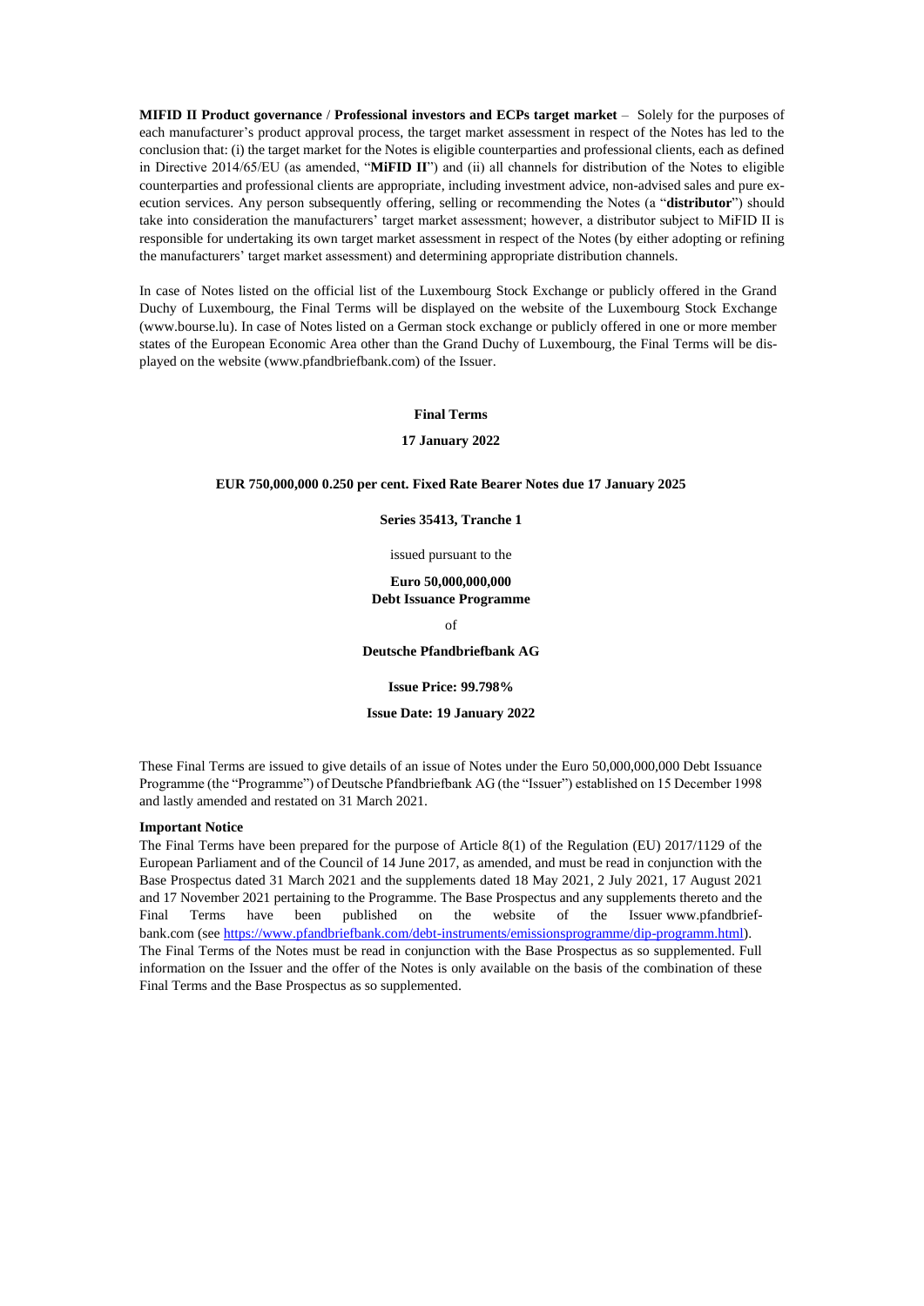**MIFID II Product governance** / **Professional investors and ECPs target market** – Solely for the purposes of each manufacturer's product approval process, the target market assessment in respect of the Notes has led to the conclusion that: (i) the target market for the Notes is eligible counterparties and professional clients, each as defined in Directive 2014/65/EU (as amended, "**MiFID II**") and (ii) all channels for distribution of the Notes to eligible counterparties and professional clients are appropriate, including investment advice, non-advised sales and pure execution services. Any person subsequently offering, selling or recommending the Notes (a "**distributor**") should take into consideration the manufacturers' target market assessment; however, a distributor subject to MiFID II is responsible for undertaking its own target market assessment in respect of the Notes (by either adopting or refining the manufacturers' target market assessment) and determining appropriate distribution channels.

In case of Notes listed on the official list of the Luxembourg Stock Exchange or publicly offered in the Grand Duchy of Luxembourg, the Final Terms will be displayed on the website of the Luxembourg Stock Exchange (www.bourse.lu). In case of Notes listed on a German stock exchange or publicly offered in one or more member states of the European Economic Area other than the Grand Duchy of Luxembourg, the Final Terms will be displayed on the website (www.pfandbriefbank.com) of the Issuer.

**Final Terms**

**17 January 2022**

**EUR 750,000,000 0.250 per cent. Fixed Rate Bearer Notes due 17 January 2025**

**Series 35413, Tranche 1**

issued pursuant to the

**Euro 50,000,000,000**
**Debt Issuance Programme**

of

**Deutsche Pfandbriefbank AG**

**Issue Price: 99.798%**

**Issue Date: 19 January 2022**

These Final Terms are issued to give details of an issue of Notes under the Euro 50,000,000,000 Debt Issuance Programme (the "Programme") of Deutsche Pfandbriefbank AG (the "Issuer") established on 15 December 1998 and lastly amended and restated on 31 March 2021.

**Important Notice**

The Final Terms have been prepared for the purpose of Article 8(1) of the Regulation (EU) 2017/1129 of the European Parliament and of the Council of 14 June 2017, as amended, and must be read in conjunction with the Base Prospectus dated 31 March 2021 and the supplements dated 18 May 2021, 2 July 2021, 17 August 2021 and 17 November 2021 pertaining to the Programme. The Base Prospectus and any supplements thereto and the Final Terms have been published on the website of the Issuer www.pfandbriefbank.com (see https://www.pfandbriefbank.com/debt-instruments/emissionsprogramme/dip-programm.html). The Final Terms of the Notes must be read in conjunction with the Base Prospectus as so supplemented. Full information on the Issuer and the offer of the Notes is only available on the basis of the combination of these Final Terms and the Base Prospectus as so supplemented.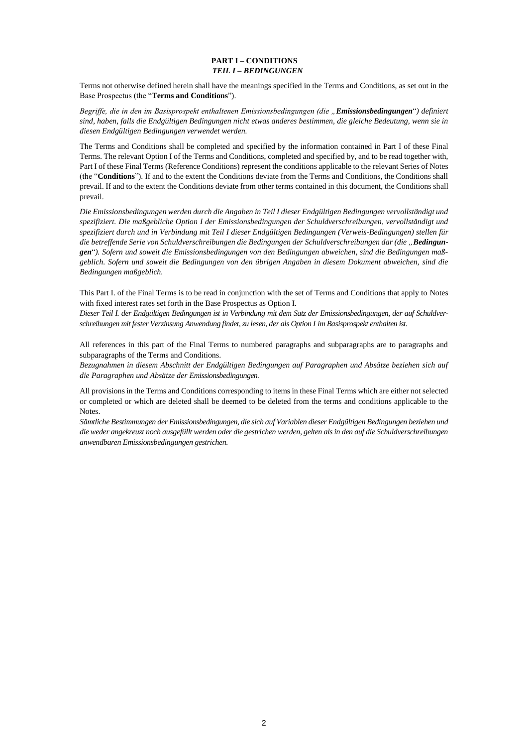# PART I – CONDITIONS
## *TEIL I – BEDINGUNGEN*

Terms not otherwise defined herein shall have the meanings specified in the Terms and Conditions, as set out in the Base Prospectus (the "**Terms and Conditions**").

*Begriffe, die in den im Basisprospekt enthaltenen Emissionsbedingungen (die „**Emissionsbedingungen**") definiert sind, haben, falls die Endgültigen Bedingungen nicht etwas anderes bestimmen, die gleiche Bedeutung, wenn sie in diesen Endgültigen Bedingungen verwendet werden.*

The Terms and Conditions shall be completed and specified by the information contained in Part I of these Final Terms. The relevant Option I of the Terms and Conditions, completed and specified by, and to be read together with, Part I of these Final Terms (Reference Conditions) represent the conditions applicable to the relevant Series of Notes (the "**Conditions**"). If and to the extent the Conditions deviate from the Terms and Conditions, the Conditions shall prevail. If and to the extent the Conditions deviate from other terms contained in this document, the Conditions shall prevail.

*Die Emissionsbedingungen werden durch die Angaben in Teil I dieser Endgültigen Bedingungen vervollständigt und spezifiziert. Die maßgebliche Option I der Emissionsbedingungen der Schuldverschreibungen, vervollständigt und spezifiziert durch und in Verbindung mit Teil I dieser Endgültigen Bedingungen (Verweis-Bedingungen) stellen für die betreffende Serie von Schuldverschreibungen die Bedingungen der Schuldverschreibungen dar (die „**Bedingungen**"). Sofern und soweit die Emissionsbedingungen von den Bedingungen abweichen, sind die Bedingungen maßgeblich. Sofern und soweit die Bedingungen von den übrigen Angaben in diesem Dokument abweichen, sind die Bedingungen maßgeblich.*

This Part I. of the Final Terms is to be read in conjunction with the set of Terms and Conditions that apply to Notes with fixed interest rates set forth in the Base Prospectus as Option I.

*Dieser Teil I. der Endgültigen Bedingungen ist in Verbindung mit dem Satz der Emissionsbedingungen, der auf Schuldverschreibungen mit fester Verzinsung Anwendung findet, zu lesen, der als Option I im Basisprospekt enthalten ist.*

All references in this part of the Final Terms to numbered paragraphs and subparagraphs are to paragraphs and subparagraphs of the Terms and Conditions.

*Bezugnahmen in diesem Abschnitt der Endgültigen Bedingungen auf Paragraphen und Absätze beziehen sich auf die Paragraphen und Absätze der Emissionsbedingungen.*

All provisions in the Terms and Conditions corresponding to items in these Final Terms which are either not selected or completed or which are deleted shall be deemed to be deleted from the terms and conditions applicable to the Notes.

*Sämtliche Bestimmungen der Emissionsbedingungen, die sich auf Variablen dieser Endgültigen Bedingungen beziehen und die weder angekreuzt noch ausgefüllt werden oder die gestrichen werden, gelten als in den auf die Schuldverschreibungen anwendbaren Emissionsbedingungen gestrichen.*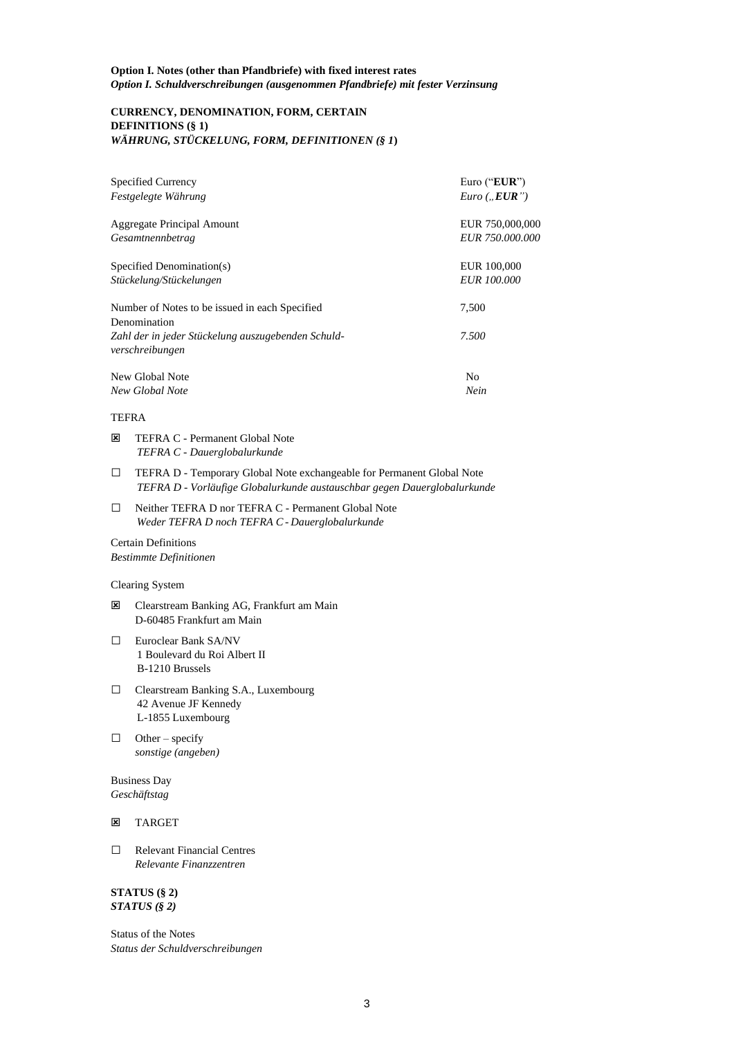**Option I. Notes (other than Pfandbriefe) with fixed interest rates**
***Option I. Schuldverschreibungen (ausgenommen Pfandbriefe) mit fester Verzinsung***

**CURRENCY, DENOMINATION, FORM, CERTAIN DEFINITIONS (§ 1)**
***WÄHRUNG, STÜCKELUNG, FORM, DEFINITIONEN (§ 1)***

| | |
|---|---|
| Specified Currency<br>*Festgelegte Währung* | Euro ("**EUR**")<br>*Euro („**EUR**")* |
| Aggregate Principal Amount<br>*Gesamtnennbetrag* | EUR 750,000,000<br>*EUR 750.000.000* |
| Specified Denomination(s)<br>*Stückelung/Stückelungen* | EUR 100,000<br>*EUR 100.000* |
| Number of Notes to be issued in each Specified Denomination<br>*Zahl der in jeder Stückelung auszugebenden Schuldverschreibungen* | 7,500<br>*7.500* |
| New Global Note<br>*New Global Note* | No<br>*Nein* |

TEFRA

☒ TEFRA C - Permanent Global Note
*TEFRA C - Dauerglobalurkunde*

☐ TEFRA D - Temporary Global Note exchangeable for Permanent Global Note
*TEFRA D - Vorläufige Globalurkunde austauschbar gegen Dauerglobalurkunde*

☐ Neither TEFRA D nor TEFRA C - Permanent Global Note
*Weder TEFRA D noch TEFRA C - Dauerglobalurkunde*

Certain Definitions
*Bestimmte Definitionen*

Clearing System

☒ Clearstream Banking AG, Frankfurt am Main
D-60485 Frankfurt am Main

☐ Euroclear Bank SA/NV
1 Boulevard du Roi Albert II
B-1210 Brussels

☐ Clearstream Banking S.A., Luxembourg
42 Avenue JF Kennedy
L-1855 Luxembourg

☐ Other – specify
*sonstige (angeben)*

Business Day
*Geschäftstag*

☒ TARGET

☐ Relevant Financial Centres
*Relevante Finanzzentren*

**STATUS (§ 2)**
***STATUS (§ 2)***

Status of the Notes
*Status der Schuldverschreibungen*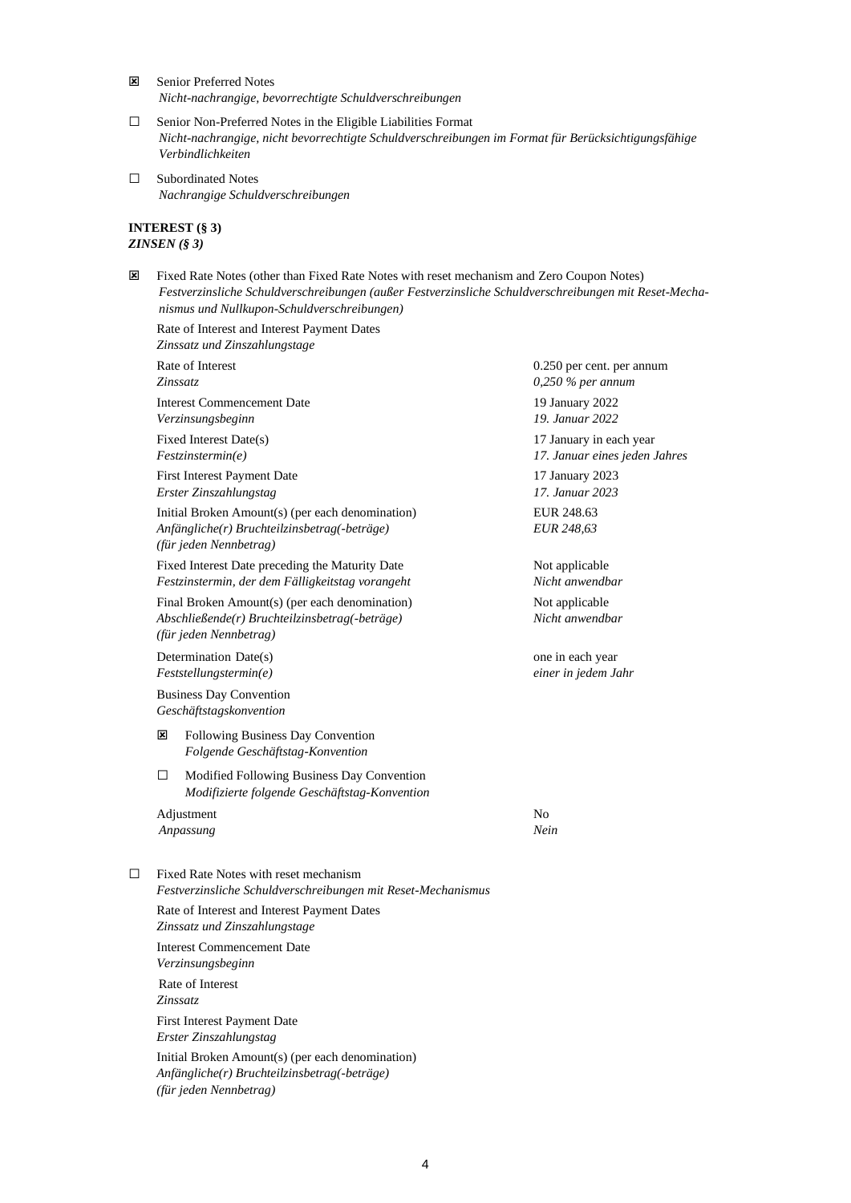☒ Senior Preferred Notes
*Nicht-nachrangige, bevorrechtigte Schuldverschreibungen*

☐ Senior Non-Preferred Notes in the Eligible Liabilities Format
*Nicht-nachrangige, nicht bevorrechtigte Schuldverschreibungen im Format für Berücksichtigungsfähige Verbindlichkeiten*

☐ Subordinated Notes
*Nachrangige Schuldverschreibungen*

**INTEREST (§ 3)**
***ZINSEN (§ 3)***

☒ Fixed Rate Notes (other than Fixed Rate Notes with reset mechanism and Zero Coupon Notes)
*Festverzinsliche Schuldverschreibungen (außer Festverzinsliche Schuldverschreibungen mit Reset-Mechanismus und Nullkupon-Schuldverschreibungen)*

Rate of Interest and Interest Payment Dates
*Zinssatz und Zinszahlungstage*

| | |
|---|---|
| Rate of Interest<br>*Zinssatz* | 0.250 per cent. per annum<br>*0,250 % per annum* |
| Interest Commencement Date<br>*Verzinsungsbeginn* | 19 January 2022<br>*19. Januar 2022* |
| Fixed Interest Date(s)<br>*Festzinstermin(e)* | 17 January in each year<br>*17. Januar eines jeden Jahres* |
| First Interest Payment Date<br>*Erster Zinszahlungstag* | 17 January 2023<br>*17. Januar 2023* |
| Initial Broken Amount(s) (per each denomination)<br>*Anfängliche(r) Bruchteilzinsbetrag(-beträge) (für jeden Nennbetrag)* | EUR 248.63<br>*EUR 248,63* |
| Fixed Interest Date preceding the Maturity Date<br>*Festzinstermin, der dem Fälligkeitstag vorangeht* | Not applicable<br>*Nicht anwendbar* |
| Final Broken Amount(s) (per each denomination)<br>*Abschließende(r) Bruchteilzinsbetrag(-beträge) (für jeden Nennbetrag)* | Not applicable<br>*Nicht anwendbar* |
| Determination Date(s)<br>*Feststellungstermin(e)* | one in each year<br>*einer in jedem Jahr* |

Business Day Convention
*Geschäftstagskonvention*

☒ Following Business Day Convention
*Folgende Geschäftstag-Konvention*

☐ Modified Following Business Day Convention
*Modifizierte folgende Geschäftstag-Konvention*

| | |
|---|---|
| Adjustment<br>*Anpassung* | No<br>*Nein* |

☐ Fixed Rate Notes with reset mechanism
*Festverzinsliche Schuldverschreibungen mit Reset-Mechanismus*

Rate of Interest and Interest Payment Dates
*Zinssatz und Zinszahlungstage*

Interest Commencement Date
*Verzinsungsbeginn*

Rate of Interest
*Zinssatz*

First Interest Payment Date
*Erster Zinszahlungstag*

Initial Broken Amount(s) (per each denomination)
*Anfängliche(r) Bruchteilzinsbetrag(-beträge)*
*(für jeden Nennbetrag)*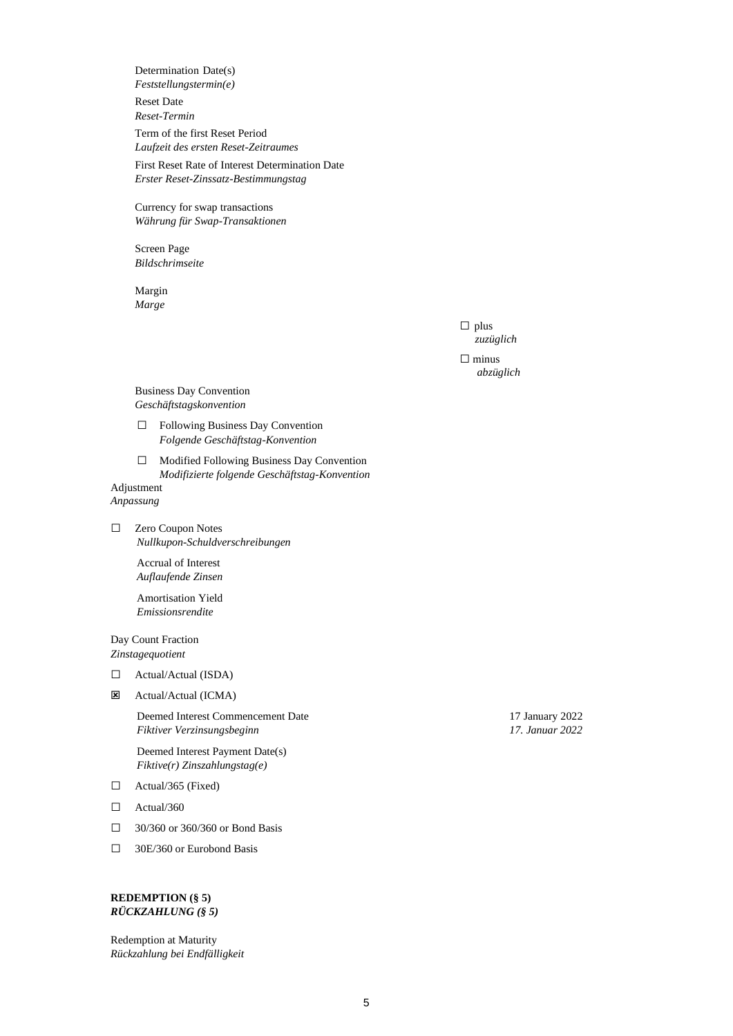Determination Date(s)
*Feststellungstermin(e)*

Reset Date
*Reset-Termin*

Term of the first Reset Period
*Laufzeit des ersten Reset-Zeitraumes*

First Reset Rate of Interest Determination Date
*Erster Reset-Zinssatz-Bestimmungstag*

Currency for swap transactions
*Währung für Swap-Transaktionen*

Screen Page
*Bildschrimseite*

Margin
*Marge*

☐ plus
*zuzüglich*

☐ minus
*abzüglich*

Business Day Convention
*Geschäftstagskonvention*

☐ Following Business Day Convention
*Folgende Geschäftstag-Konvention*

☐ Modified Following Business Day Convention
*Modifizierte folgende Geschäftstag-Konvention*

Adjustment
*Anpassung*

☐ Zero Coupon Notes
*Nullkupon-Schuldverschreibungen*

Accrual of Interest
*Auflaufende Zinsen*

Amortisation Yield
*Emissionsrendite*

Day Count Fraction
*Zinstagequotient*

☐ Actual/Actual (ISDA)

☒ Actual/Actual (ICMA)

| | |
|---|---|
| Deemed Interest Commencement Date<br>*Fiktiver Verzinsungsbeginn* | 17 January 2022<br>*17. Januar 2022* |
| Deemed Interest Payment Date(s)<br>*Fiktive(r) Zinszahlungstag(e)* | |

☐ Actual/365 (Fixed)

☐ Actual/360

☐ 30/360 or 360/360 or Bond Basis

☐ 30E/360 or Eurobond Basis

**REDEMPTION (§ 5)**
***RÜCKZAHLUNG (§ 5)***

Redemption at Maturity
*Rückzahlung bei Endfälligkeit*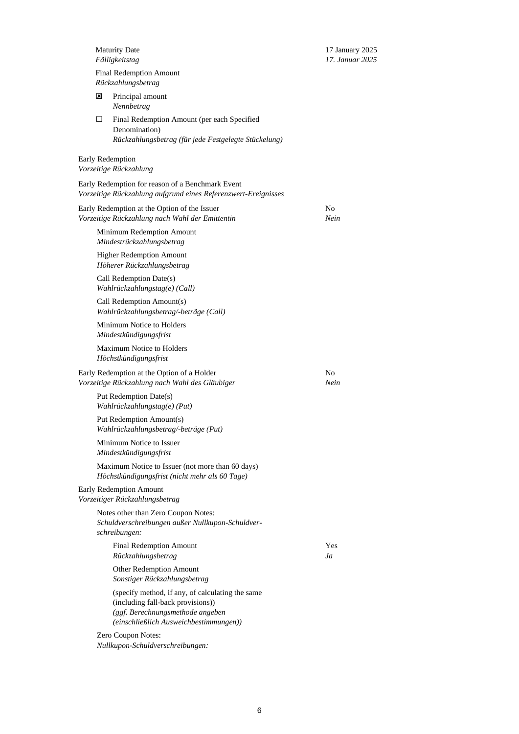| | |
|---|---|
| Maturity Date<br>*Fälligkeitstag* | 17 January 2025<br>*17. Januar 2025* |
| Final Redemption Amount<br>*Rückzahlungsbetrag* | |
| ☒ Principal amount<br>*Nennbetrag* | |
| ☐ Final Redemption Amount (per each Specified Denomination)<br>*Rückzahlungsbetrag (für jede Festgelegte Stückelung)* | |

Early Redemption
*Vorzeitige Rückzahlung*

| | |
|---|---|
| Early Redemption for reason of a Benchmark Event<br>*Vorzeitige Rückzahlung aufgrund eines Referenzwert-Ereignisses* | |
| Early Redemption at the Option of the Issuer<br>*Vorzeitige Rückzahlung nach Wahl der Emittentin* | No<br>*Nein* |
| Minimum Redemption Amount<br>*Mindestrückzahlungsbetrag* | |
| Higher Redemption Amount<br>*Höherer Rückzahlungsbetrag* | |
| Call Redemption Date(s)<br>*Wahlrückzahlungstag(e) (Call)* | |
| Call Redemption Amount(s)<br>*Wahlrückzahlungsbetrag/-beträge (Call)* | |
| Minimum Notice to Holders<br>*Mindestkündigungsfrist* | |
| Maximum Notice to Holders<br>*Höchstkündigungsfrist* | |
| Early Redemption at the Option of a Holder<br>*Vorzeitige Rückzahlung nach Wahl des Gläubiger* | No<br>*Nein* |
| Put Redemption Date(s)<br>*Wahlrückzahlungstag(e) (Put)* | |
| Put Redemption Amount(s)<br>*Wahlrückzahlungsbetrag/-beträge (Put)* | |
| Minimum Notice to Issuer<br>*Mindestkündigungsfrist* | |
| Maximum Notice to Issuer (not more than 60 days)<br>*Höchstkündigungsfrist (nicht mehr als 60 Tage)* | |
| Early Redemption Amount<br>*Vorzeitiger Rückzahlungsbetrag* | |
| Notes other than Zero Coupon Notes:<br>*Schuldverschreibungen außer Nullkupon-Schuldverschreibungen:* | |
| Final Redemption Amount<br>*Rückzahlungsbetrag* | Yes<br>*Ja* |
| Other Redemption Amount<br>*Sonstiger Rückzahlungsbetrag* | |
| (specify method, if any, of calculating the same (including fall-back provisions))<br>*(ggf. Berechnungsmethode angeben (einschließlich Ausweichbestimmungen))* | |
| Zero Coupon Notes:<br>*Nullkupon-Schuldverschreibungen:* | |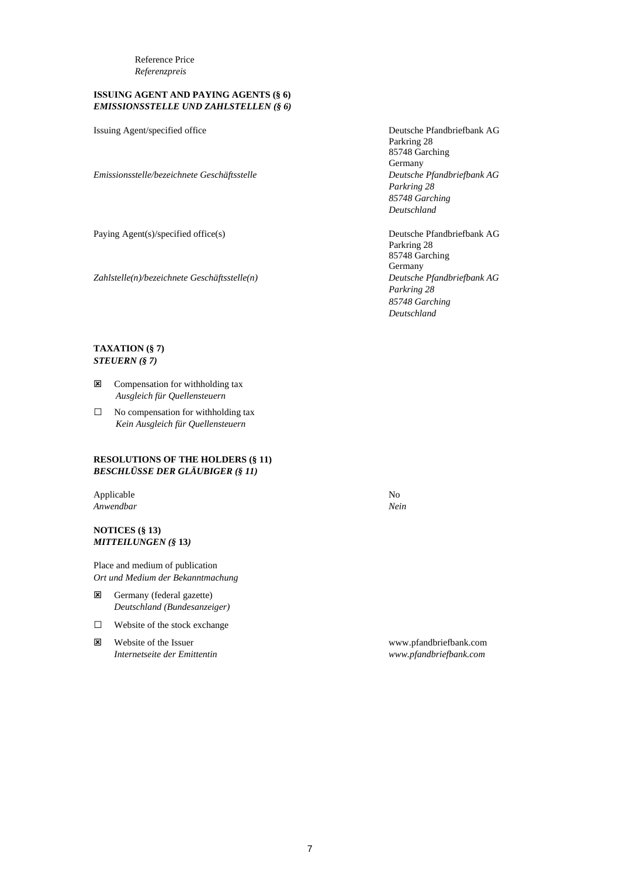Reference Price
*Referenzpreis*

**ISSUING AGENT AND PAYING AGENTS (§ 6)**
***EMISSIONSSTELLE UND ZAHLSTELLEN (§ 6)***

| | |
|---|---|
| Issuing Agent/specified office | Deutsche Pfandbriefbank AG<br>Parkring 28<br>85748 Garching<br>Germany |
| *Emissionsstelle/bezeichnete Geschäftsstelle* | *Deutsche Pfandbriefbank AG*<br>*Parkring 28*<br>*85748 Garching*<br>*Deutschland* |
| Paying Agent(s)/specified office(s) | Deutsche Pfandbriefbank AG<br>Parkring 28<br>85748 Garching<br>Germany |
| *Zahlstelle(n)/bezeichnete Geschäftsstelle(n)* | *Deutsche Pfandbriefbank AG*<br>*Parkring 28*<br>*85748 Garching*<br>*Deutschland* |

**TAXATION (§ 7)**
***STEUERN (§ 7)***

☒ Compensation for withholding tax
*Ausgleich für Quellensteuern*

☐ No compensation for withholding tax
*Kein Ausgleich für Quellensteuern*

**RESOLUTIONS OF THE HOLDERS (§ 11)**
***BESCHLÜSSE DER GLÄUBIGER (§ 11)***

| | |
|---|---|
| Applicable<br>*Anwendbar* | No<br>*Nein* |

**NOTICES (§ 13)**
***MITTEILUNGEN (§ 13)***

Place and medium of publication
*Ort und Medium der Bekanntmachung*

☒ Germany (federal gazette)
*Deutschland (Bundesanzeiger)*

☐ Website of the stock exchange

☒ Website of the Issuer — www.pfandbriefbank.com
*Internetseite der Emittentin* — *www.pfandbriefbank.com*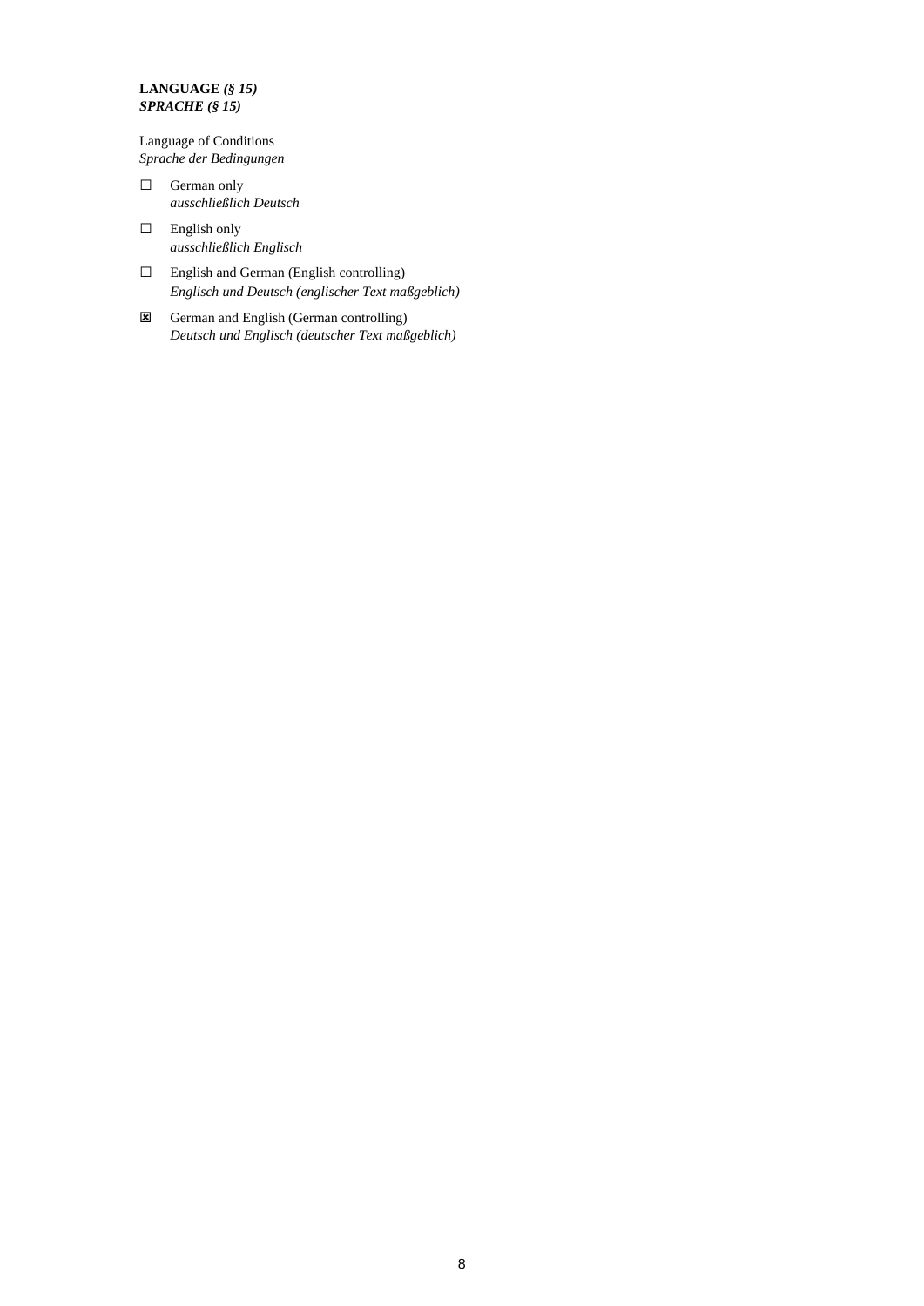**LANGUAGE** ***(§ 15)***
***SPRACHE (§ 15)***

Language of Conditions
*Sprache der Bedingungen*

☐ German only
*ausschließlich Deutsch*

☐ English only
*ausschließlich Englisch*

☐ English and German (English controlling)
*Englisch und Deutsch (englischer Text maßgeblich)*

☒ German and English (German controlling)
*Deutsch und Englisch (deutscher Text maßgeblich)*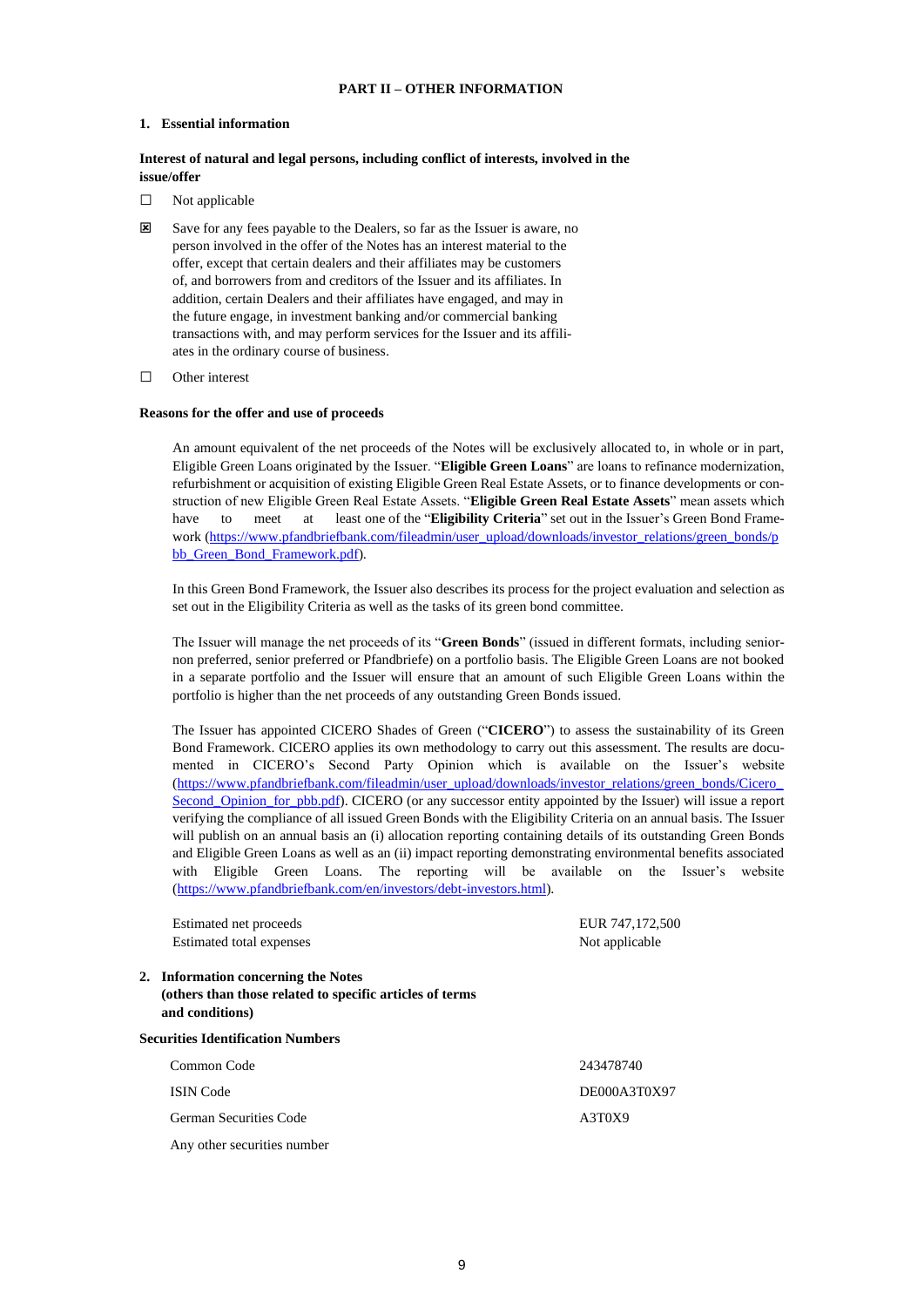## PART II – OTHER INFORMATION

### 1. Essential information

**Interest of natural and legal persons, including conflict of interests, involved in the issue/offer**

☐ Not applicable

☒ Save for any fees payable to the Dealers, so far as the Issuer is aware, no person involved in the offer of the Notes has an interest material to the offer, except that certain dealers and their affiliates may be customers of, and borrowers from and creditors of the Issuer and its affiliates. In addition, certain Dealers and their affiliates have engaged, and may in the future engage, in investment banking and/or commercial banking transactions with, and may perform services for the Issuer and its affiliates in the ordinary course of business.

☐ Other interest

**Reasons for the offer and use of proceeds**

An amount equivalent of the net proceeds of the Notes will be exclusively allocated to, in whole or in part, Eligible Green Loans originated by the Issuer. "**Eligible Green Loans**" are loans to refinance modernization, refurbishment or acquisition of existing Eligible Green Real Estate Assets, or to finance developments or construction of new Eligible Green Real Estate Assets. "**Eligible Green Real Estate Assets**" mean assets which have to meet at least one of the "**Eligibility Criteria**" set out in the Issuer's Green Bond Framework (https://www.pfandbriefbank.com/fileadmin/user_upload/downloads/investor_relations/green_bonds/pbb_Green_Bond_Framework.pdf).

In this Green Bond Framework, the Issuer also describes its process for the project evaluation and selection as set out in the Eligibility Criteria as well as the tasks of its green bond committee.

The Issuer will manage the net proceeds of its "**Green Bonds**" (issued in different formats, including senior-non preferred, senior preferred or Pfandbriefe) on a portfolio basis. The Eligible Green Loans are not booked in a separate portfolio and the Issuer will ensure that an amount of such Eligible Green Loans within the portfolio is higher than the net proceeds of any outstanding Green Bonds issued.

The Issuer has appointed CICERO Shades of Green ("**CICERO**") to assess the sustainability of its Green Bond Framework. CICERO applies its own methodology to carry out this assessment. The results are documented in CICERO's Second Party Opinion which is available on the Issuer's website (https://www.pfandbriefbank.com/fileadmin/user_upload/downloads/investor_relations/green_bonds/Cicero_Second_Opinion_for_pbb.pdf). CICERO (or any successor entity appointed by the Issuer) will issue a report verifying the compliance of all issued Green Bonds with the Eligibility Criteria on an annual basis. The Issuer will publish on an annual basis an (i) allocation reporting containing details of its outstanding Green Bonds and Eligible Green Loans as well as an (ii) impact reporting demonstrating environmental benefits associated with Eligible Green Loans. The reporting will be available on the Issuer's website (https://www.pfandbriefbank.com/en/investors/debt-investors.html).

| | |
|---|---|
| Estimated net proceeds | EUR 747,172,500 |
| Estimated total expenses | Not applicable |

### 2. Information concerning the Notes (others than those related to specific articles of terms and conditions)

**Securities Identification Numbers**

| | |
|---|---|
| Common Code | 243478740 |
| ISIN Code | DE000A3T0X97 |
| German Securities Code | A3T0X9 |
| Any other securities number | |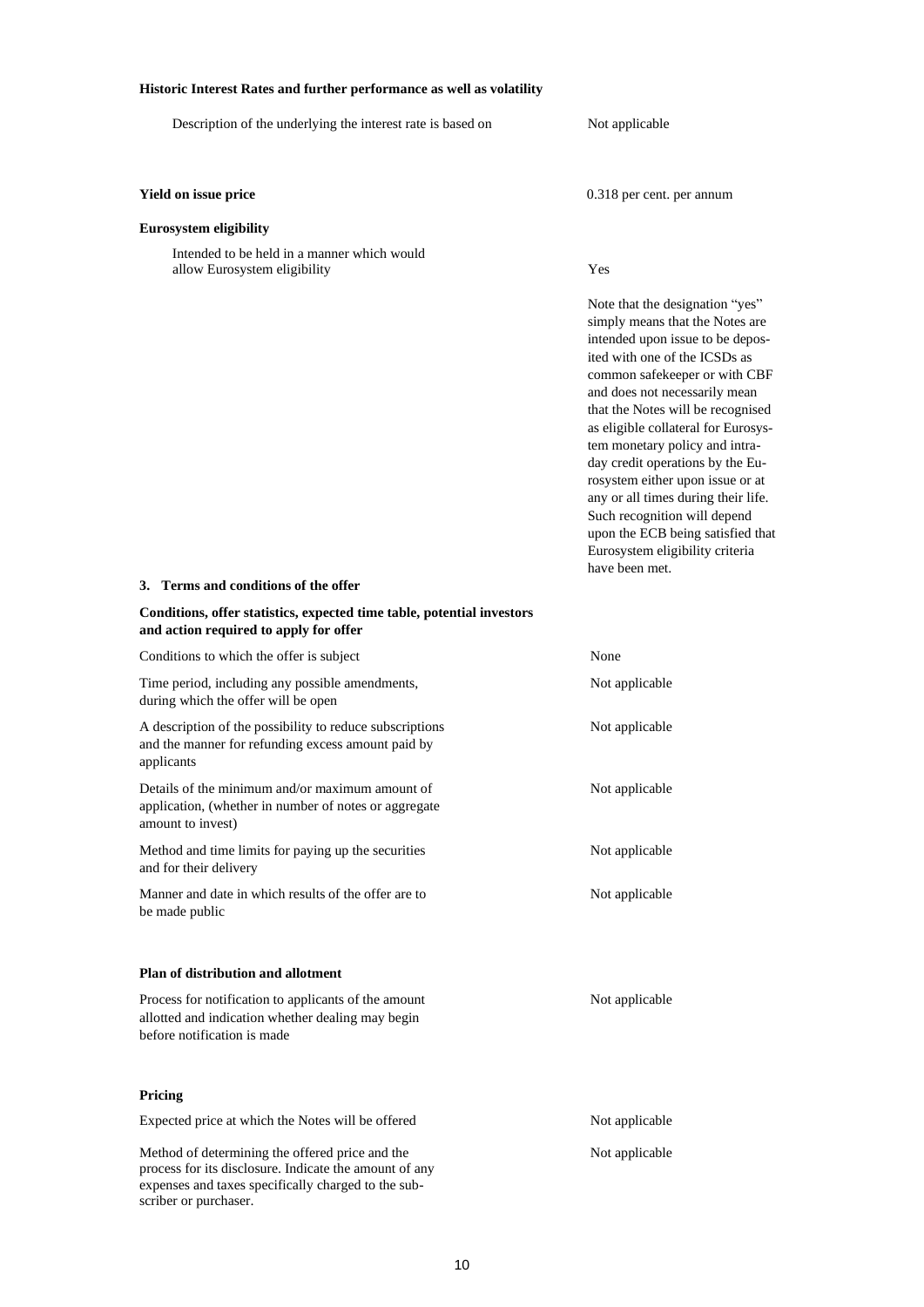**Historic Interest Rates and further performance as well as volatility**

| | |
|---|---|
| Description of the underlying the interest rate is based on | Not applicable |

**Yield on issue price** 0.318 per cent. per annum

**Eurosystem eligibility**

| | |
|---|---|
| Intended to be held in a manner which would allow Eurosystem eligibility | Yes |
| | Note that the designation "yes" simply means that the Notes are intended upon issue to be deposited with one of the ICSDs as common safekeeper or with CBF and does not necessarily mean that the Notes will be recognised as eligible collateral for Eurosystem monetary policy and intra-day credit operations by the Eurosystem either upon issue or at any or all times during their life. Such recognition will depend upon the ECB being satisfied that Eurosystem eligibility criteria have been met. |

## 3. Terms and conditions of the offer

**Conditions, offer statistics, expected time table, potential investors and action required to apply for offer**

| | |
|---|---|
| Conditions to which the offer is subject | None |
| Time period, including any possible amendments, during which the offer will be open | Not applicable |
| A description of the possibility to reduce subscriptions and the manner for refunding excess amount paid by applicants | Not applicable |
| Details of the minimum and/or maximum amount of application, (whether in number of notes or aggregate amount to invest) | Not applicable |
| Method and time limits for paying up the securities and for their delivery | Not applicable |
| Manner and date in which results of the offer are to be made public | Not applicable |

**Plan of distribution and allotment**

| | |
|---|---|
| Process for notification to applicants of the amount allotted and indication whether dealing may begin before notification is made | Not applicable |

**Pricing**

| | |
|---|---|
| Expected price at which the Notes will be offered | Not applicable |
| Method of determining the offered price and the process for its disclosure. Indicate the amount of any expenses and taxes specifically charged to the subscriber or purchaser. | Not applicable |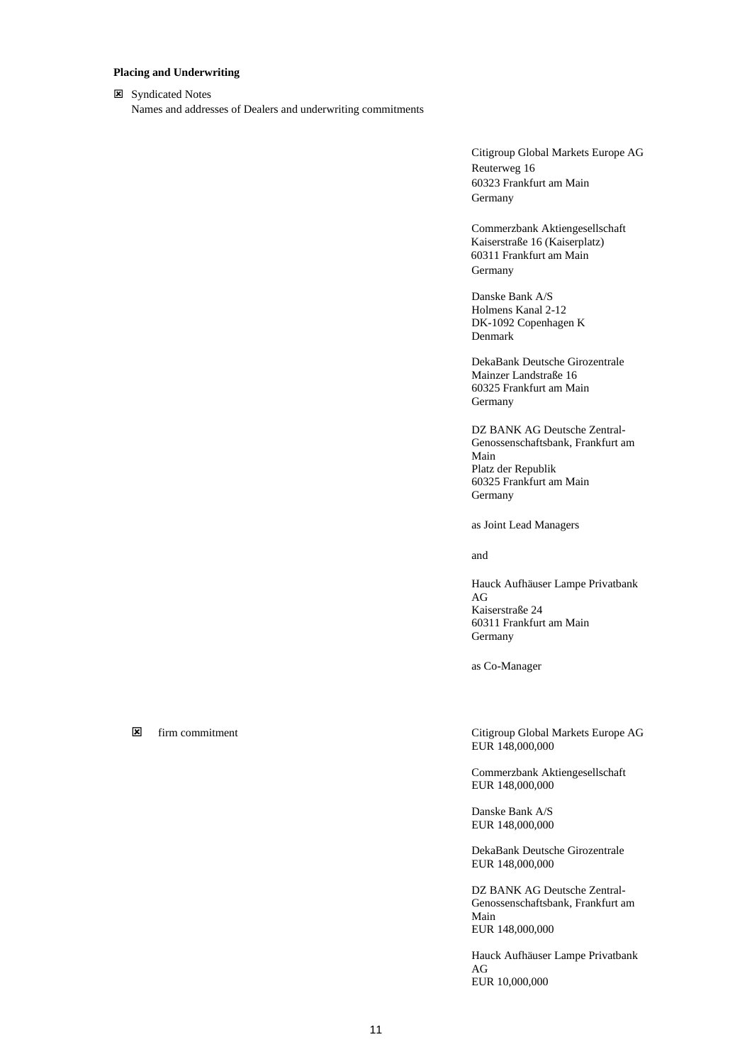**Placing and Underwriting**

☒ Syndicated Notes

Names and addresses of Dealers and underwriting commitments

Citigroup Global Markets Europe AG
Reuterweg 16
60323 Frankfurt am Main
Germany

Commerzbank Aktiengesellschaft
Kaiserstraße 16 (Kaiserplatz)
60311 Frankfurt am Main
Germany

Danske Bank A/S
Holmens Kanal 2-12
DK-1092 Copenhagen K
Denmark

DekaBank Deutsche Girozentrale
Mainzer Landstraße 16
60325 Frankfurt am Main
Germany

DZ BANK AG Deutsche Zentral-Genossenschaftsbank, Frankfurt am Main
Platz der Republik
60325 Frankfurt am Main
Germany

as Joint Lead Managers

and

Hauck Aufhäuser Lampe Privatbank AG
Kaiserstraße 24
60311 Frankfurt am Main
Germany

as Co-Manager

☒ firm commitment

Citigroup Global Markets Europe AG
EUR 148,000,000

Commerzbank Aktiengesellschaft
EUR 148,000,000

Danske Bank A/S
EUR 148,000,000

DekaBank Deutsche Girozentrale
EUR 148,000,000

DZ BANK AG Deutsche Zentral-Genossenschaftsbank, Frankfurt am Main
EUR 148,000,000

Hauck Aufhäuser Lampe Privatbank AG
EUR 10,000,000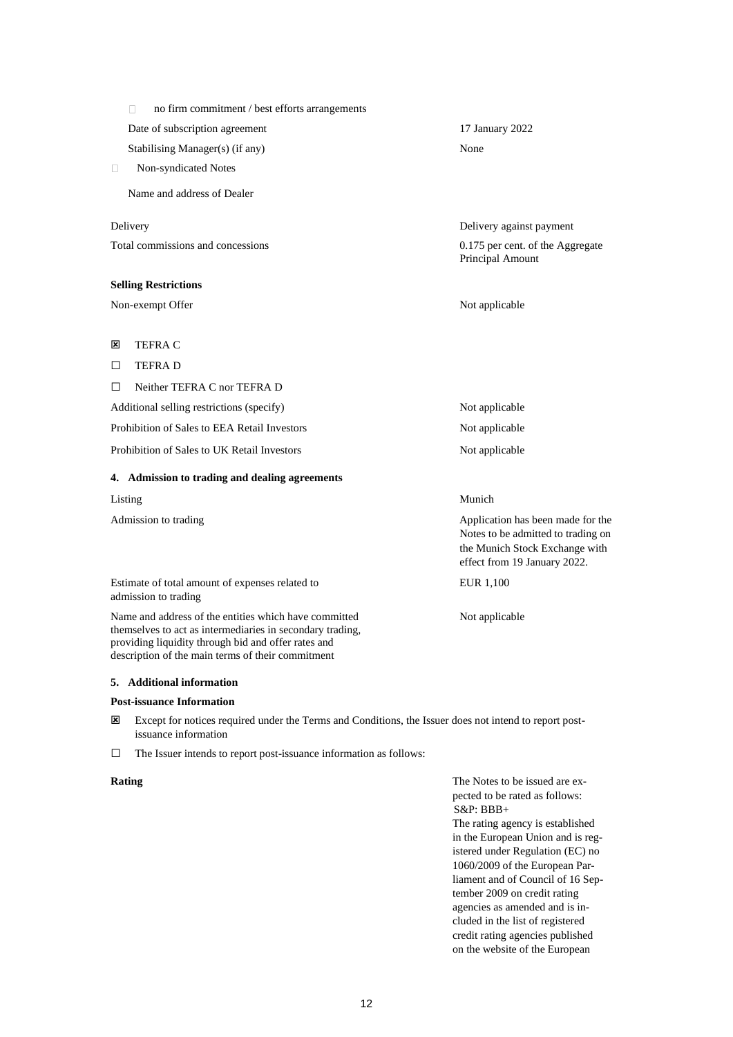☐ no firm commitment / best efforts arrangements

| | |
|---|---|
| Date of subscription agreement | 17 January 2022 |
| Stabilising Manager(s) (if any) | None |

☐ Non-syndicated Notes

Name and address of Dealer

| | |
|---|---|
| Delivery | Delivery against payment |
| Total commissions and concessions | 0.175 per cent. of the Aggregate Principal Amount |

**Selling Restrictions**

| | |
|---|---|
| Non-exempt Offer | Not applicable |

☒ TEFRA C

☐ TEFRA D

☐ Neither TEFRA C nor TEFRA D

| | |
|---|---|
| Additional selling restrictions (specify) | Not applicable |
| Prohibition of Sales to EEA Retail Investors | Not applicable |
| Prohibition of Sales to UK Retail Investors | Not applicable |

**4. Admission to trading and dealing agreements**

| | |
|---|---|
| Listing | Munich |
| Admission to trading | Application has been made for the Notes to be admitted to trading on the Munich Stock Exchange with effect from 19 January 2022. |
| Estimate of total amount of expenses related to admission to trading | EUR 1,100 |
| Name and address of the entities which have committed themselves to act as intermediaries in secondary trading, providing liquidity through bid and offer rates and description of the main terms of their commitment | Not applicable |

**5. Additional information**

**Post-issuance Information**

☒ Except for notices required under the Terms and Conditions, the Issuer does not intend to report post-issuance information

☐ The Issuer intends to report post-issuance information as follows:

**Rating**

The Notes to be issued are expected to be rated as follows:
S&P: BBB+
The rating agency is established in the European Union and is registered under Regulation (EC) no 1060/2009 of the European Parliament and of Council of 16 September 2009 on credit rating agencies as amended and is included in the list of registered credit rating agencies published on the website of the European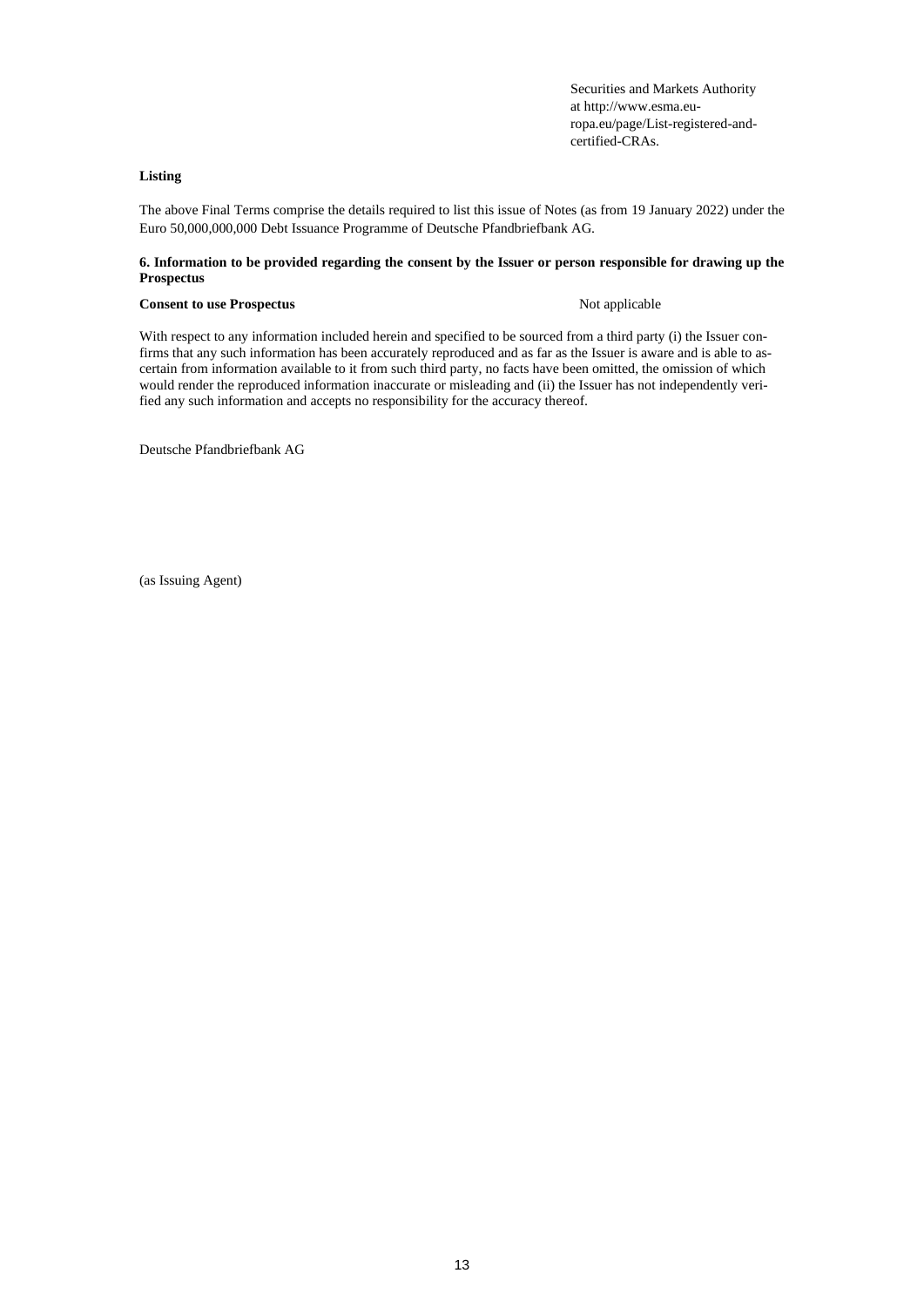Securities and Markets Authority at http://www.esma.europa.eu/page/List-registered-and-certified-CRAs.

**Listing**

The above Final Terms comprise the details required to list this issue of Notes (as from 19 January 2022) under the Euro 50,000,000,000 Debt Issuance Programme of Deutsche Pfandbriefbank AG.

**6. Information to be provided regarding the consent by the Issuer or person responsible for drawing up the Prospectus**

**Consent to use Prospectus** Not applicable

With respect to any information included herein and specified to be sourced from a third party (i) the Issuer confirms that any such information has been accurately reproduced and as far as the Issuer is aware and is able to ascertain from information available to it from such third party, no facts have been omitted, the omission of which would render the reproduced information inaccurate or misleading and (ii) the Issuer has not independently verified any such information and accepts no responsibility for the accuracy thereof.

Deutsche Pfandbriefbank AG

(as Issuing Agent)